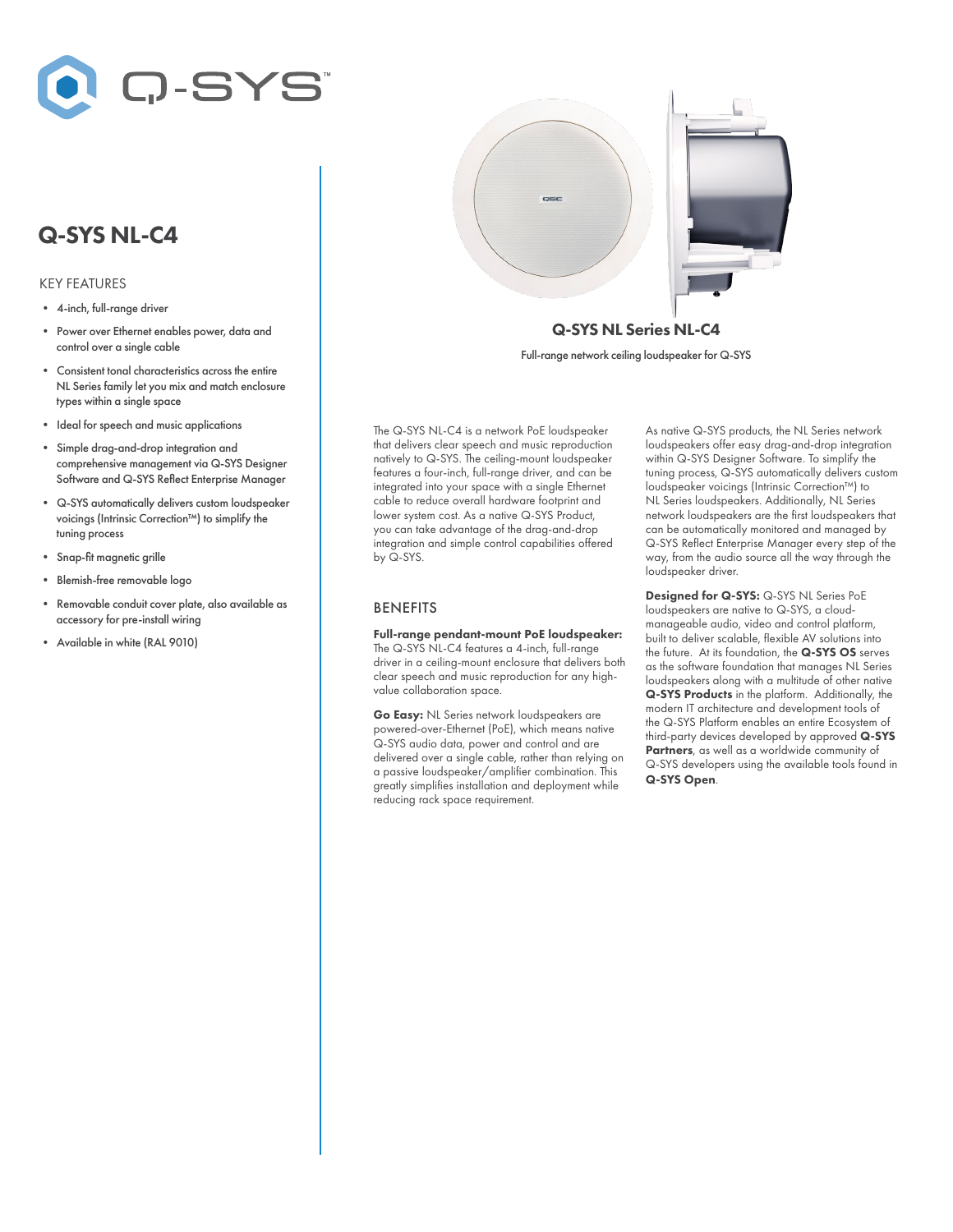# Q-SYS NL-C4

## KEY FEATURES

- 4-inch, full-range driver
- Power over Ethernet enables power, data and control over a single cable
- Consistent tonal characteristics across the entire NL Series family let you mix and match enclosure types within a single space
- Ideal for speech and music applications
- Simple drag-and-drop integration and comprehensive management via Q-SYS Designer Software and Q-SYS Reflect Enterprise Manager
- Q-SYS automatically delivers custom loudspeaker voicings (Intrinsic Correction™) to simplify the tuning process
- Snap-fit magnetic grille
- Blemish-free removable logo
- Removable conduit cover plate, also available as accessory for pre-install wiring
- Available in white (RAL 9010)

**Q-SYS NL Series NL-C4**

Full-range network ceiling loudspeaker for Q-SYS

The Q-SYS NL-C4 is a network PoE loudspeaker that delivers clear speech and music reproduction natively to Q-SYS. The ceiling-mount loudspeaker features a four-inch, full-range driver, and can be integrated into your space with a single Ethernet cable to reduce overall hardware footprint and lower system cost. As a native Q-SYS Product, you can take advantage of the drag-and-drop integration and simple control capabilities offered by Q-SYS.

## BENEFITS

**Full-range pendant-mount PoE loudspeaker:** The Q-SYS NL-C4 features a 4-inch, full-range driver in a ceiling-mount enclosure that delivers both clear speech and music reproduction for any high-value collaboration space.

**Go Easy:** NL Series network loudspeakers are powered-over-Ethernet (PoE), which means native Q-SYS audio data, power and control and are delivered over a single cable, rather than relying on a passive loudspeaker/amplifier combination. This greatly simplifies installation and deployment while reducing rack space requirement.

As native Q-SYS products, the NL Series network loudspeakers offer easy drag-and-drop integration within Q-SYS Designer Software. To simplify the tuning process, Q-SYS automatically delivers custom loudspeaker voicings (Intrinsic Correction™) to NL Series loudspeakers. Additionally, NL Series network loudspeakers are the first loudspeakers that can be automatically monitored and managed by Q-SYS Reflect Enterprise Manager every step of the way, from the audio source all the way through the loudspeaker driver.

**Designed for Q-SYS:** Q-SYS NL Series PoE loudspeakers are native to Q-SYS, a cloud-manageable audio, video and control platform, built to deliver scalable, flexible AV solutions into the future. At its foundation, the **Q-SYS OS** serves as the software foundation that manages NL Series loudspeakers along with a multitude of other native **Q-SYS Products** in the platform. Additionally, the modern IT architecture and development tools of the Q-SYS Platform enables an entire Ecosystem of third-party devices developed by approved **Q-SYS Partners**, as well as a worldwide community of Q-SYS developers using the available tools found in **Q-SYS Open**.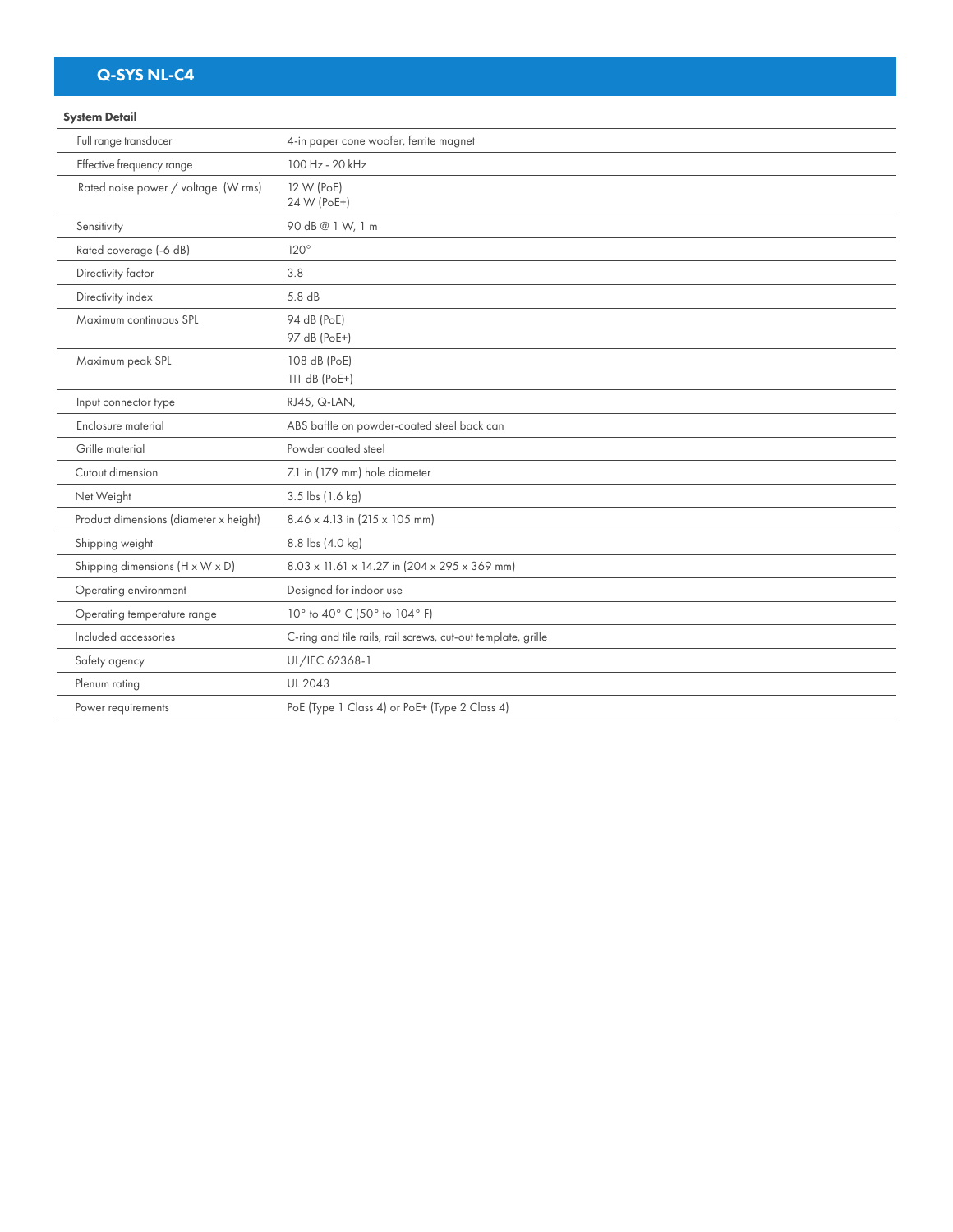## Q-SYS NL-C4

| System Detail | |
|---|---|
| Full range transducer | 4-in paper cone woofer, ferrite magnet |
| Effective frequency range | 100 Hz - 20 kHz |
| Rated noise power / voltage (W rms) | 12 W (PoE)<br>24 W (PoE+) |
| Sensitivity | 90 dB @ 1 W, 1 m |
| Rated coverage (-6 dB) | 120° |
| Directivity factor | 3.8 |
| Directivity index | 5.8 dB |
| Maximum continuous SPL | 94 dB (PoE)<br>97 dB (PoE+) |
| Maximum peak SPL | 108 dB (PoE)<br>111 dB (PoE+) |
| Input connector type | RJ45, Q-LAN, |
| Enclosure material | ABS baffle on powder-coated steel back can |
| Grille material | Powder coated steel |
| Cutout dimension | 7.1 in (179 mm) hole diameter |
| Net Weight | 3.5 lbs (1.6 kg) |
| Product dimensions (diameter x height) | 8.46 x 4.13 in (215 x 105 mm) |
| Shipping weight | 8.8 lbs (4.0 kg) |
| Shipping dimensions (H x W x D) | 8.03 x 11.61 x 14.27 in (204 x 295 x 369 mm) |
| Operating environment | Designed for indoor use |
| Operating temperature range | 10° to 40° C (50° to 104° F) |
| Included accessories | C-ring and tile rails, rail screws, cut-out template, grille |
| Safety agency | UL/IEC 62368-1 |
| Plenum rating | UL 2043 |
| Power requirements | PoE (Type 1 Class 4) or PoE+ (Type 2 Class 4) |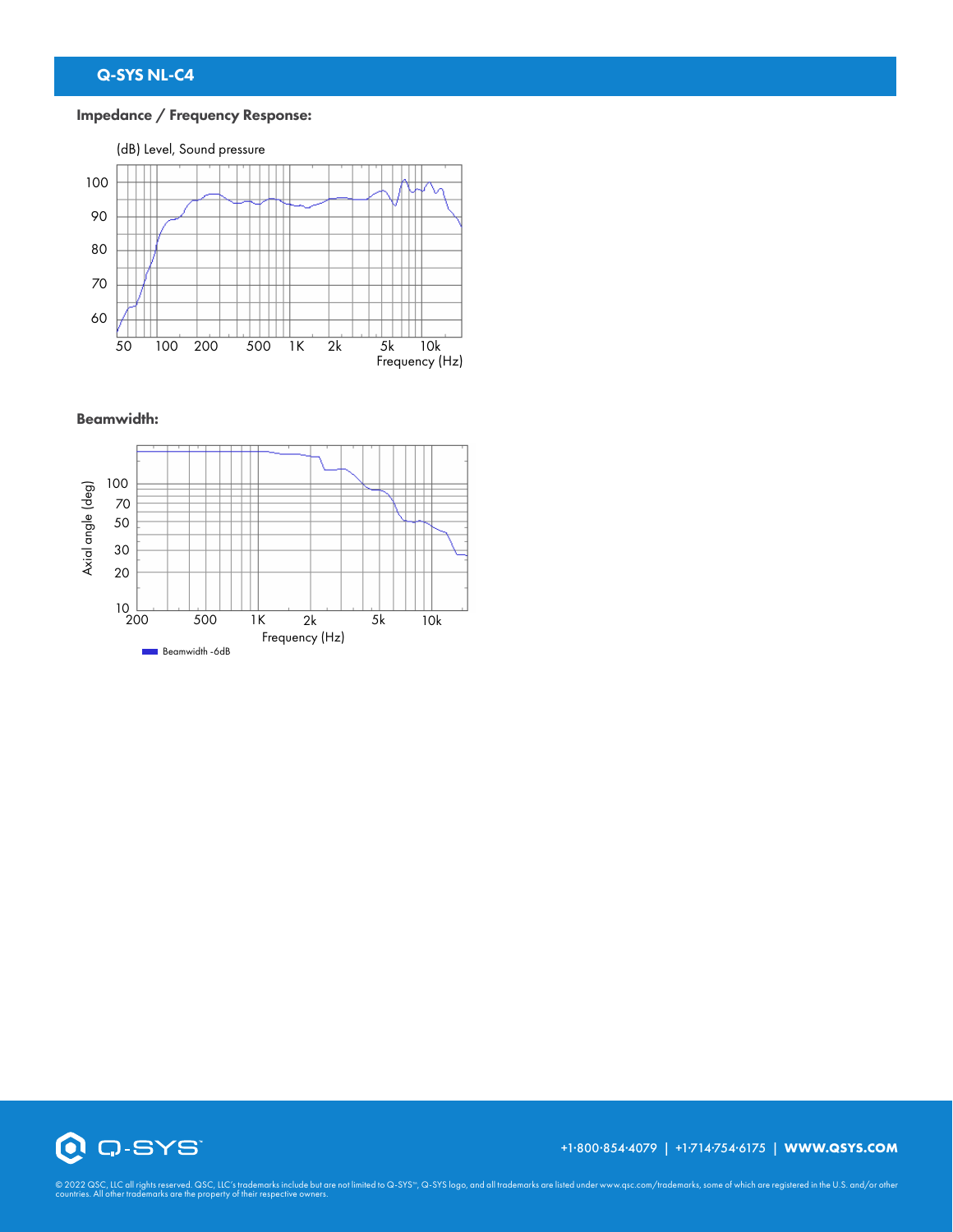## Q-SYS NL-C4

### Impedance / Frequency Response:

(dB) Level, Sound pressure

100
90
80
70
60

50 100 200 500 1K 2k 5k 10k

Frequency (Hz)

### Beamwidth:

Axial angle (deg)

100
70
50
30
20
10

200 500 1K 2k 5k 10k

Frequency (Hz)

Beamwidth -6dB

+1-800-854-4079 | +1-714-754-6175 | **WWW.QSYS.COM**

© 2022 QSC, LLC all rights reserved. QSC, LLC's trademarks include but are not limited to Q-SYS™, Q-SYS logo, and all trademarks are listed under www.qsc.com/trademarks, some of which are registered in the U.S. and/or other countries. All other trademarks are the property of their respective owners.